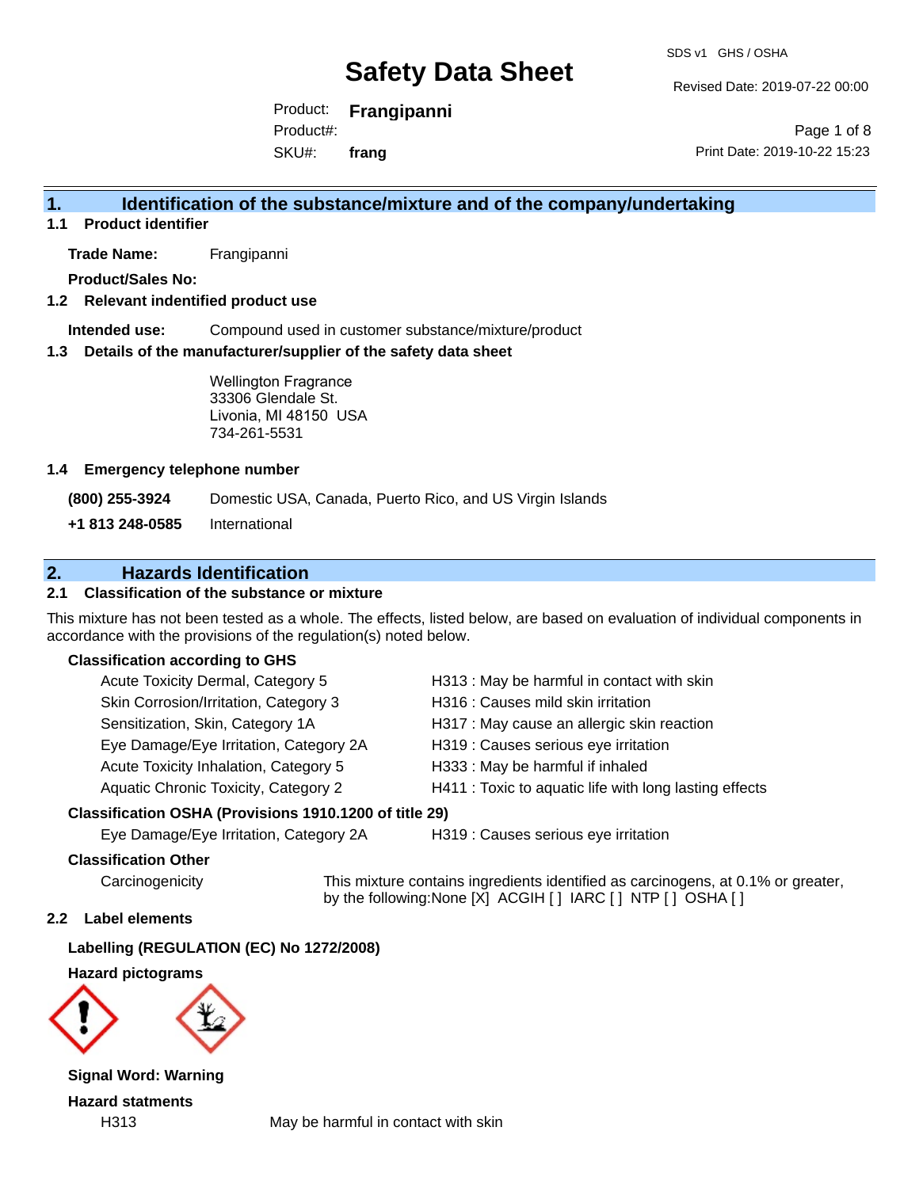# Safety Data Sheet

SDS v1 GHS / OSHA

Revised Date: 2019-07-22 00:00

Product: **Frangipanni**

Product#:

SKU#: **frang**

Print Date: 2019-10-22 15:23

## 1. Identification of the substance/mixture and of the company/undertaking

### 1.1 Product identifier

**Trade Name:** Frangipanni

**Product/Sales No:**

### 1.2 Relevant indentified product use

**Intended use:** Compound used in customer substance/mixture/product

### 1.3 Details of the manufacturer/supplier of the safety data sheet

Wellington Fragrance
33306 Glendale St.
Livonia, MI 48150 USA
734-261-5531

### 1.4 Emergency telephone number

| | |
|---|---|
| **(800) 255-3924** | Domestic USA, Canada, Puerto Rico, and US Virgin Islands |
| **+1 813 248-0585** | International |

## 2. Hazards Identification

### 2.1 Classification of the substance or mixture

This mixture has not been tested as a whole. The effects, listed below, are based on evaluation of individual components in accordance with the provisions of the regulation(s) noted below.

**Classification according to GHS**

| | |
|---|---|
| Acute Toxicity Dermal, Category 5 | H313 : May be harmful in contact with skin |
| Skin Corrosion/Irritation, Category 3 | H316 : Causes mild skin irritation |
| Sensitization, Skin, Category 1A | H317 : May cause an allergic skin reaction |
| Eye Damage/Eye Irritation, Category 2A | H319 : Causes serious eye irritation |
| Acute Toxicity Inhalation, Category 5 | H333 : May be harmful if inhaled |
| Aquatic Chronic Toxicity, Category 2 | H411 : Toxic to aquatic life with long lasting effects |

**Classification OSHA (Provisions 1910.1200 of title 29)**

| | |
|---|---|
| Eye Damage/Eye Irritation, Category 2A | H319 : Causes serious eye irritation |

**Classification Other**

Carcinogenicity: This mixture contains ingredients identified as carcinogens, at 0.1% or greater, by the following:None [X] ACGIH [ ] IARC [ ] NTP [ ] OSHA [ ]

### 2.2 Label elements

**Labelling (REGULATION (EC) No 1272/2008)**

**Hazard pictograms**

**Signal Word: Warning**

**Hazard statments**

| | |
|---|---|
| H313 | May be harmful in contact with skin |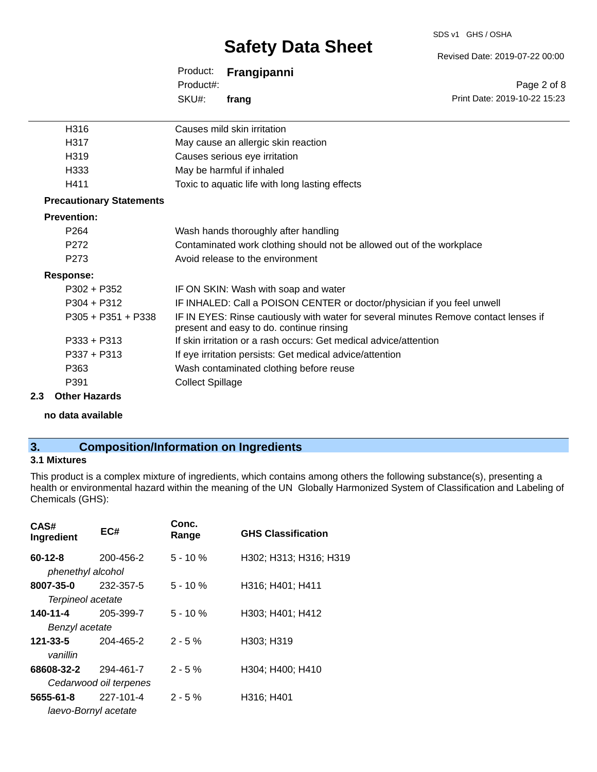| | |
|---|---|
| H316 | Causes mild skin irritation |
| H317 | May cause an allergic skin reaction |
| H319 | Causes serious eye irritation |
| H333 | May be harmful if inhaled |
| H411 | Toxic to aquatic life with long lasting effects |

**Precautionary Statements**

**Prevention:**

| | |
|---|---|
| P264 | Wash hands thoroughly after handling |
| P272 | Contaminated work clothing should not be allowed out of the workplace |
| P273 | Avoid release to the environment |

**Response:**

| | |
|---|---|
| P302 + P352 | IF ON SKIN: Wash with soap and water |
| P304 + P312 | IF INHALED: Call a POISON CENTER or doctor/physician if you feel unwell |
| P305 + P351 + P338 | IF IN EYES: Rinse cautiously with water for several minutes Remove contact lenses if present and easy to do. continue rinsing |
| P333 + P313 | If skin irritation or a rash occurs: Get medical advice/attention |
| P337 + P313 | If eye irritation persists: Get medical advice/attention |
| P363 | Wash contaminated clothing before reuse |
| P391 | Collect Spillage |

### 2.3 Other Hazards

**no data available**

## 3. Composition/Information on Ingredients

### 3.1 Mixtures

This product is a complex mixture of ingredients, which contains among others the following substance(s), presenting a health or environmental hazard within the meaning of the UN Globally Harmonized System of Classification and Labeling of Chemicals (GHS):

| CAS# Ingredient | EC# | Conc. Range | GHS Classification |
|---|---|---|---|
| **60-12-8** *phenethyl alcohol* | 200-456-2 | 5 - 10 % | H302; H313; H316; H319 |
| **8007-35-0** *Terpineol acetate* | 232-357-5 | 5 - 10 % | H316; H401; H411 |
| **140-11-4** *Benzyl acetate* | 205-399-7 | 5 - 10 % | H303; H401; H412 |
| **121-33-5** *vanillin* | 204-465-2 | 2 - 5 % | H303; H319 |
| **68608-32-2** *Cedarwood oil terpenes* | 294-461-7 | 2 - 5 % | H304; H400; H410 |
| **5655-61-8** *laevo-Bornyl acetate* | 227-101-4 | 2 - 5 % | H316; H401 |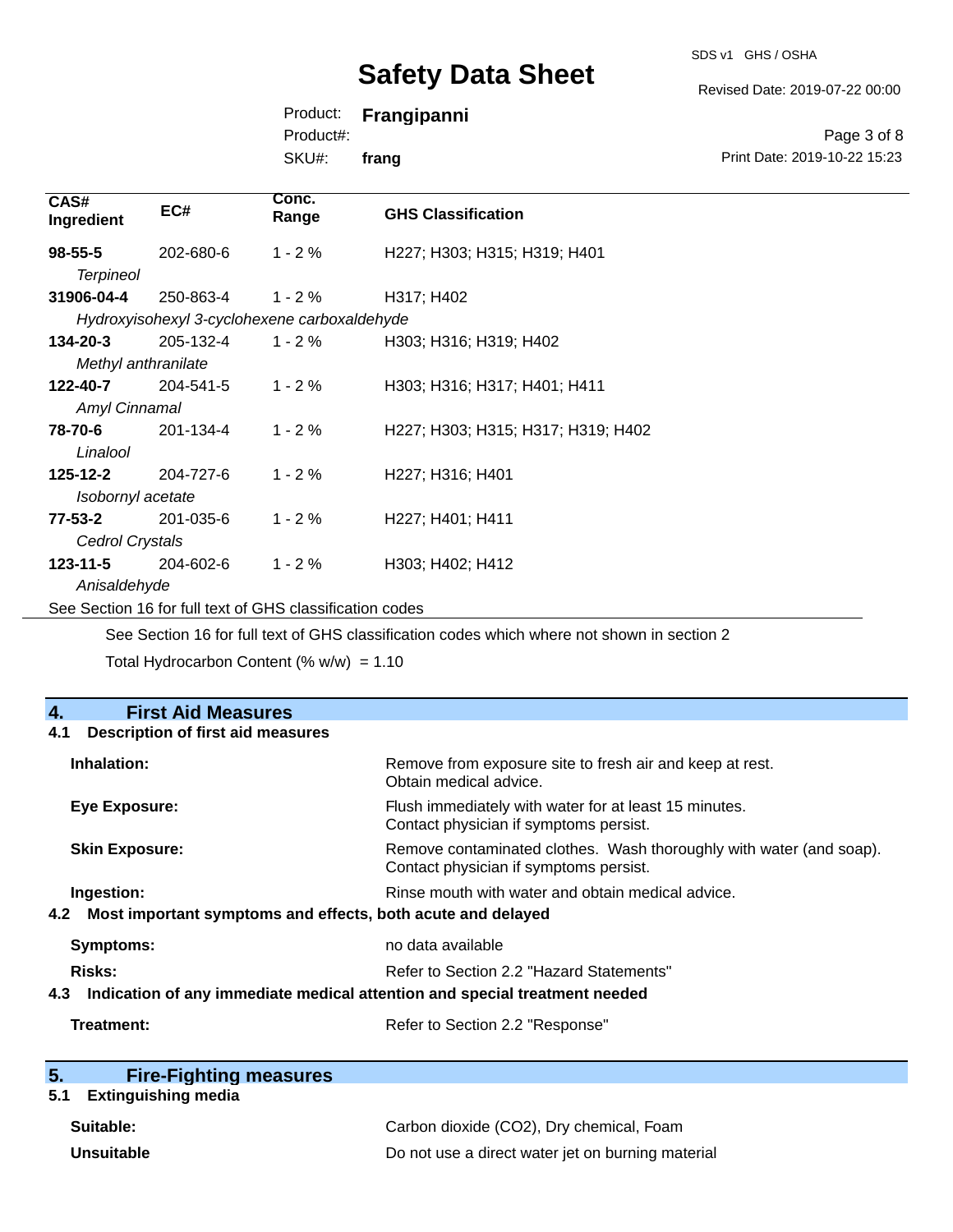| CAS# Ingredient | EC# | Conc. Range | GHS Classification |
|---|---|---|---|
| **98-55-5** *Terpineol* | 202-680-6 | 1 - 2 % | H227; H303; H315; H319; H401 |
| **31906-04-4** *Hydroxyisohexyl 3-cyclohexene carboxaldehyde* | 250-863-4 | 1 - 2 % | H317; H402 |
| **134-20-3** *Methyl anthranilate* | 205-132-4 | 1 - 2 % | H303; H316; H319; H402 |
| **122-40-7** *Amyl Cinnamal* | 204-541-5 | 1 - 2 % | H303; H316; H317; H401; H411 |
| **78-70-6** *Linalool* | 201-134-4 | 1 - 2 % | H227; H303; H315; H317; H319; H402 |
| **125-12-2** *Isobornyl acetate* | 204-727-6 | 1 - 2 % | H227; H316; H401 |
| **77-53-2** *Cedrol Crystals* | 201-035-6 | 1 - 2 % | H227; H401; H411 |
| **123-11-5** *Anisaldehyde* | 204-602-6 | 1 - 2 % | H303; H402; H412 |

See Section 16 for full text of GHS classification codes

See Section 16 for full text of GHS classification codes which where not shown in section 2

Total Hydrocarbon Content (% w/w) = 1.10

## 4. First Aid Measures

### 4.1 Description of first aid measures

**Inhalation:** Remove from exposure site to fresh air and keep at rest. Obtain medical advice.

**Eye Exposure:** Flush immediately with water for at least 15 minutes. Contact physician if symptoms persist.

**Skin Exposure:** Remove contaminated clothes. Wash thoroughly with water (and soap). Contact physician if symptoms persist.

**Ingestion:** Rinse mouth with water and obtain medical advice.

### 4.2 Most important symptoms and effects, both acute and delayed

**Symptoms:** no data available

**Risks:** Refer to Section 2.2 "Hazard Statements"

### 4.3 Indication of any immediate medical attention and special treatment needed

**Treatment:** Refer to Section 2.2 "Response"

## 5. Fire-Fighting measures

### 5.1 Extinguishing media

**Suitable:** Carbon dioxide ($CO_2$), Dry chemical, Foam

**Unsuitable** Do not use a direct water jet on burning material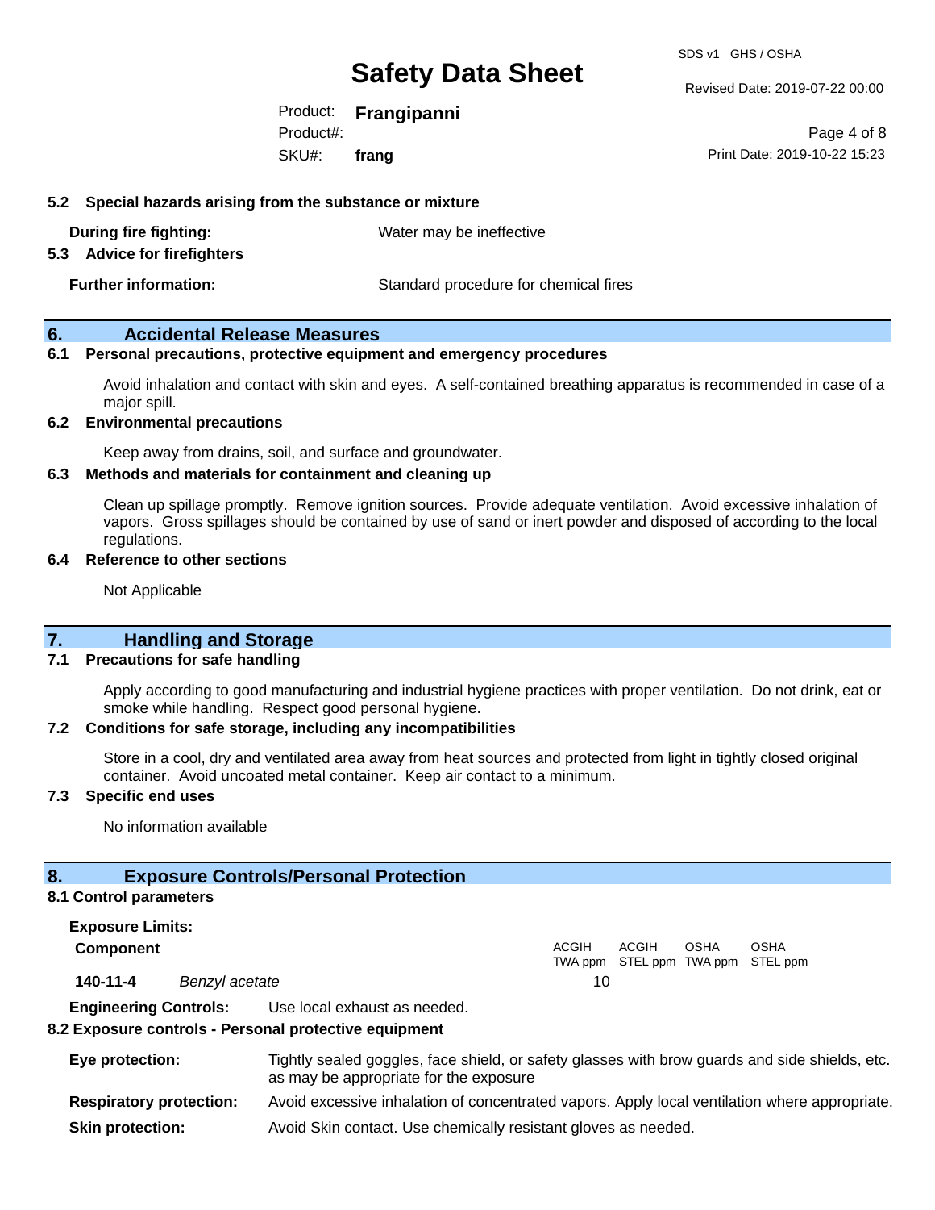**5.2 Special hazards arising from the substance or mixture**

**During fire fighting:** Water may be ineffective

**5.3 Advice for firefighters**

**Further information:** Standard procedure for chemical fires

## 6. Accidental Release Measures

**6.1 Personal precautions, protective equipment and emergency procedures**

Avoid inhalation and contact with skin and eyes. A self-contained breathing apparatus is recommended in case of a major spill.

**6.2 Environmental precautions**

Keep away from drains, soil, and surface and groundwater.

**6.3 Methods and materials for containment and cleaning up**

Clean up spillage promptly. Remove ignition sources. Provide adequate ventilation. Avoid excessive inhalation of vapors. Gross spillages should be contained by use of sand or inert powder and disposed of according to the local regulations.

**6.4 Reference to other sections**

Not Applicable

## 7. Handling and Storage

**7.1 Precautions for safe handling**

Apply according to good manufacturing and industrial hygiene practices with proper ventilation. Do not drink, eat or smoke while handling. Respect good personal hygiene.

**7.2 Conditions for safe storage, including any incompatibilities**

Store in a cool, dry and ventilated area away from heat sources and protected from light in tightly closed original container. Avoid uncoated metal container. Keep air contact to a minimum.

**7.3 Specific end uses**

No information available

## 8. Exposure Controls/Personal Protection

**8.1 Control parameters**

**Exposure Limits:**

| Component | | ACGIH TWA ppm | ACGIH STEL ppm | OSHA TWA ppm | OSHA STEL ppm |
|---|---|---|---|---|---|
| **140-11-4** | *Benzyl acetate* | 10 | | | |

**Engineering Controls:** Use local exhaust as needed.

**8.2 Exposure controls - Personal protective equipment**

**Eye protection:** Tightly sealed goggles, face shield, or safety glasses with brow guards and side shields, etc. as may be appropriate for the exposure

**Respiratory protection:** Avoid excessive inhalation of concentrated vapors. Apply local ventilation where appropriate.

**Skin protection:** Avoid Skin contact. Use chemically resistant gloves as needed.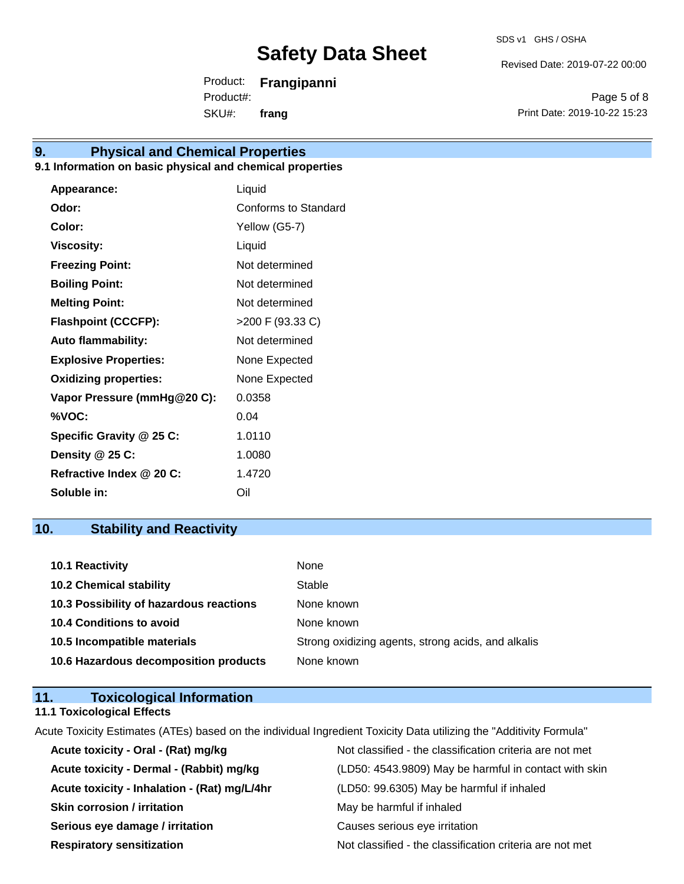## 9. Physical and Chemical Properties

### 9.1 Information on basic physical and chemical properties

| | |
|---|---|
| **Appearance:** | Liquid |
| **Odor:** | Conforms to Standard |
| **Color:** | Yellow (G5-7) |
| **Viscosity:** | Liquid |
| **Freezing Point:** | Not determined |
| **Boiling Point:** | Not determined |
| **Melting Point:** | Not determined |
| **Flashpoint (CCCFP):** | >200 F (93.33 C) |
| **Auto flammability:** | Not determined |
| **Explosive Properties:** | None Expected |
| **Oxidizing properties:** | None Expected |
| **Vapor Pressure (mmHg@20 C):** | 0.0358 |
| **%VOC:** | 0.04 |
| **Specific Gravity @ 25 C:** | 1.0110 |
| **Density @ 25 C:** | 1.0080 |
| **Refractive Index @ 20 C:** | 1.4720 |
| **Soluble in:** | Oil |

## 10. Stability and Reactivity

| | |
|---|---|
| **10.1 Reactivity** | None |
| **10.2 Chemical stability** | Stable |
| **10.3 Possibility of hazardous reactions** | None known |
| **10.4 Conditions to avoid** | None known |
| **10.5 Incompatible materials** | Strong oxidizing agents, strong acids, and alkalis |
| **10.6 Hazardous decomposition products** | None known |

## 11. Toxicological Information

### 11.1 Toxicological Effects

Acute Toxicity Estimates (ATEs) based on the individual Ingredient Toxicity Data utilizing the "Additivity Formula"

| | |
|---|---|
| **Acute toxicity - Oral - (Rat) mg/kg** | Not classified - the classification criteria are not met |
| **Acute toxicity - Dermal - (Rabbit) mg/kg** | (LD50: 4543.9809) May be harmful in contact with skin |
| **Acute toxicity - Inhalation - (Rat) mg/L/4hr** | (LD50: 99.6305) May be harmful if inhaled |
| **Skin corrosion / irritation** | May be harmful if inhaled |
| **Serious eye damage / irritation** | Causes serious eye irritation |
| **Respiratory sensitization** | Not classified - the classification criteria are not met |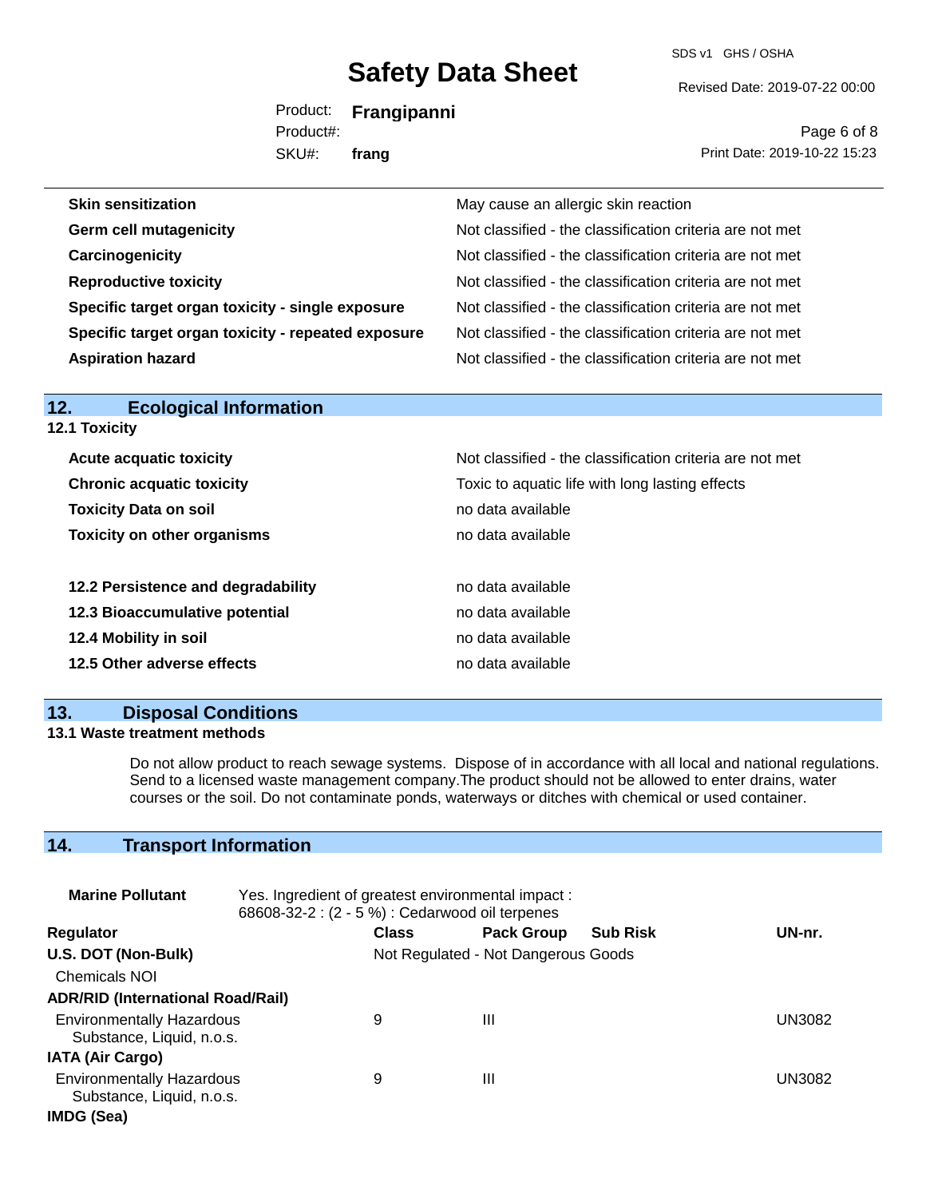| | |
|---|---|
| **Skin sensitization** | May cause an allergic skin reaction |
| **Germ cell mutagenicity** | Not classified - the classification criteria are not met |
| **Carcinogenicity** | Not classified - the classification criteria are not met |
| **Reproductive toxicity** | Not classified - the classification criteria are not met |
| **Specific target organ toxicity - single exposure** | Not classified - the classification criteria are not met |
| **Specific target organ toxicity - repeated exposure** | Not classified - the classification criteria are not met |
| **Aspiration hazard** | Not classified - the classification criteria are not met |

## 12. Ecological Information

### 12.1 Toxicity

| | |
|---|---|
| **Acute acquatic toxicity** | Not classified - the classification criteria are not met |
| **Chronic acquatic toxicity** | Toxic to aquatic life with long lasting effects |
| **Toxicity Data on soil** | no data available |
| **Toxicity on other organisms** | no data available |

| | |
|---|---|
| **12.2 Persistence and degradability** | no data available |
| **12.3 Bioaccumulative potential** | no data available |
| **12.4 Mobility in soil** | no data available |
| **12.5 Other adverse effects** | no data available |

## 13. Disposal Conditions

### 13.1 Waste treatment methods

Do not allow product to reach sewage systems. Dispose of in accordance with all local and national regulations. Send to a licensed waste management company.The product should not be allowed to enter drains, water courses or the soil. Do not contaminate ponds, waterways or ditches with chemical or used container.

## 14. Transport Information

**Marine Pollutant** Yes. Ingredient of greatest environmental impact : 68608-32-2 : (2 - 5 %) : Cedarwood oil terpenes

| Regulator | Class | Pack Group | Sub Risk | UN-nr. |
|---|---|---|---|---|
| **U.S. DOT (Non-Bulk)** | Not Regulated - Not Dangerous Goods | | | |
| Chemicals NOI | | | | |
| **ADR/RID (International Road/Rail)** | | | | |
| Environmentally Hazardous Substance, Liquid, n.o.s. | 9 | III | | UN3082 |
| **IATA (Air Cargo)** | | | | |
| Environmentally Hazardous Substance, Liquid, n.o.s. | 9 | III | | UN3082 |
| **IMDG (Sea)** | | | | |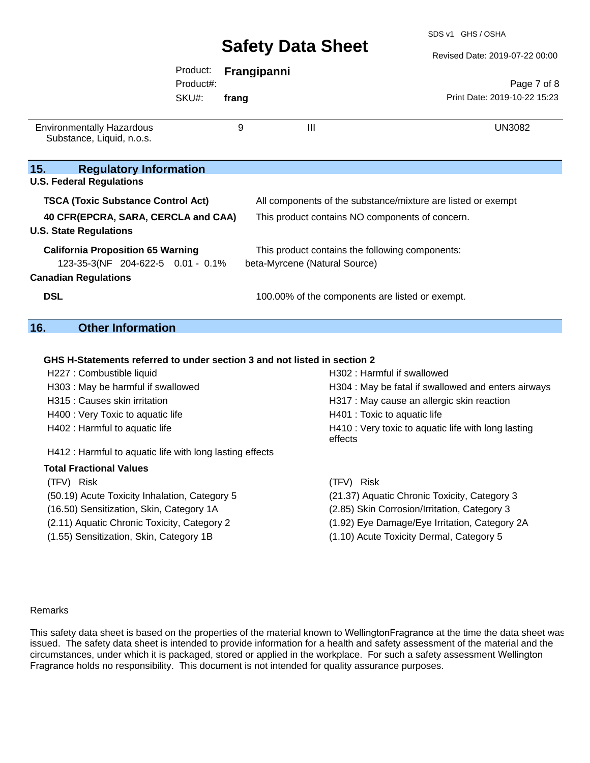| Environmentally Hazardous Substance, Liquid, n.o.s. | 9 | III | UN3082 |
|---|---|---|---|

## 15. Regulatory Information

**U.S. Federal Regulations**

| | |
|---|---|
| **TSCA (Toxic Substance Control Act)** | All components of the substance/mixture are listed or exempt |
| **40 CFR(EPCRA, SARA, CERCLA and CAA)** | This product contains NO components of concern. |

**U.S. State Regulations**

**California Proposition 65 Warning** — This product contains the following components:

| | | | |
|---|---|---|---|
| 123-35-3(NF | 204-622-5 | 0.01 - 0.1% | beta-Myrcene (Natural Source) |

**Canadian Regulations**

| | |
|---|---|
| **DSL** | 100.00% of the components are listed or exempt. |

## 16. Other Information

**GHS H-Statements referred to under section 3 and not listed in section 2**

H227 : Combustible liquid
H302 : Harmful if swallowed
H303 : May be harmful if swallowed
H304 : May be fatal if swallowed and enters airways
H315 : Causes skin irritation
H317 : May cause an allergic skin reaction
H400 : Very Toxic to aquatic life
H401 : Toxic to aquatic life
H402 : Harmful to aquatic life
H410 : Very toxic to aquatic life with long lasting effects
H412 : Harmful to aquatic life with long lasting effects

**Total Fractional Values**

| (TFV) Risk | (TFV) Risk |
|---|---|
| (50.19) Acute Toxicity Inhalation, Category 5 | (21.37) Aquatic Chronic Toxicity, Category 3 |
| (16.50) Sensitization, Skin, Category 1A | (2.85) Skin Corrosion/Irritation, Category 3 |
| (2.11) Aquatic Chronic Toxicity, Category 2 | (1.92) Eye Damage/Eye Irritation, Category 2A |
| (1.55) Sensitization, Skin, Category 1B | (1.10) Acute Toxicity Dermal, Category 5 |

Remarks

This safety data sheet is based on the properties of the material known to WellingtonFragrance at the time the data sheet was issued. The safety data sheet is intended to provide information for a health and safety assessment of the material and the circumstances, under which it is packaged, stored or applied in the workplace. For such a safety assessment Wellington Fragrance holds no responsibility. This document is not intended for quality assurance purposes.